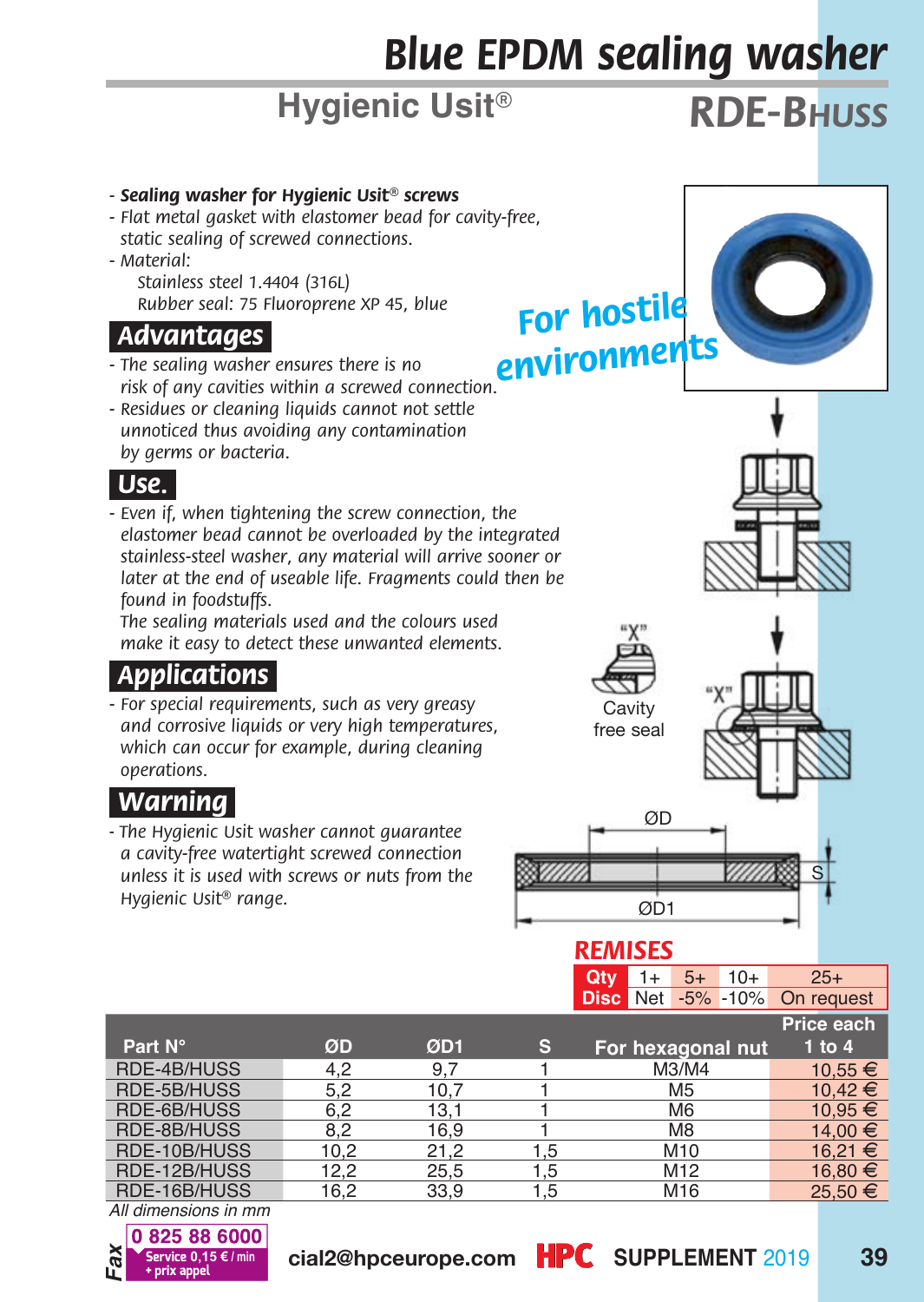# Blue EPDM sealing washer

## Hygienic Usit®

## RDE-BHUSS

- ***Sealing washer for Hygienic Usit® screws***
- *Flat metal gasket with elastomer bead for cavity-free, static sealing of screwed connections.*
- *Material:*
  *Stainless steel 1.4404 (316L)*
  *Rubber seal: 75 Fluoroprene XP 45, blue*

**For hostile environments**

### Advantages

- *The sealing washer ensures there is no risk of any cavities within a screwed connection.*
- *Residues or cleaning liquids cannot not settle unnoticed thus avoiding any contamination by germs or bacteria.*

### Use.

- *Even if, when tightening the screw connection, the elastomer bead cannot be overloaded by the integrated stainless-steel washer, any material will arrive sooner or later at the end of useable life. Fragments could then be found in foodstuffs.*
  *The sealing materials used and the colours used make it easy to detect these unwanted elements.*

### Applications

- *For special requirements, such as very greasy and corrosive liquids or very high temperatures, which can occur for example, during cleaning operations.*

### Warning

- *The Hygienic Usit washer cannot guarantee a cavity-free watertight screwed connection unless it is used with screws or nuts from the Hygienic Usit® range.*

"X"

Cavity free seal

"X"

ØD

S

ØD1

### REMISES

| Qty | 1+ | 5+ | 10+ | 25+ |
|---|---|---|---|---|
| Disc | Net | -5% | -10% | On request |

| Part N° | ØD | ØD1 | S | For hexagonal nut | Price each 1 to 4 |
|---|---|---|---|---|---|
| RDE-4B/HUSS | 4,2 | 9,7 | 1 | M3/M4 | 10,55 € |
| RDE-5B/HUSS | 5,2 | 10,7 | 1 | M5 | 10,42 € |
| RDE-6B/HUSS | 6,2 | 13,1 | 1 | M6 | 10,95 € |
| RDE-8B/HUSS | 8,2 | 16,9 | 1 | M8 | 14,00 € |
| RDE-10B/HUSS | 10,2 | 21,2 | 1,5 | M10 | 16,21 € |
| RDE-12B/HUSS | 12,2 | 25,5 | 1,5 | M12 | 16,80 € |
| RDE-16B/HUSS | 16,2 | 33,9 | 1,5 | M16 | 25,50 € |

*All dimensions in mm*

Fax 0 825 88 6000 Service 0,15 € / min + prix appel

cial2@hpceurope.com HPC SUPPLEMENT 2019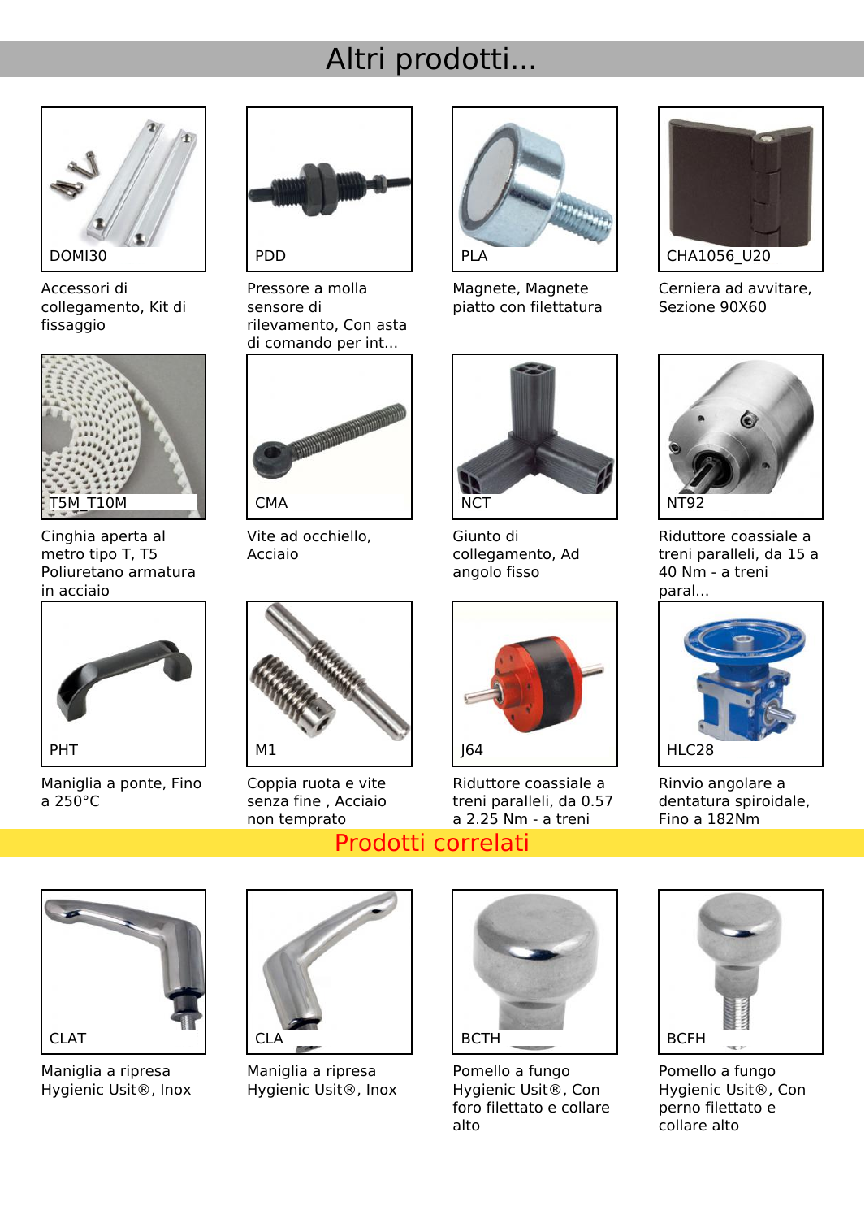# Altri prodotti...

DOMI30

Accessori di collegamento, Kit di fissaggio

PDD

Pressore a molla sensore di rilevamento, Con asta di comando per int...

PLA

Magnete, Magnete piatto con filettatura

CHA1056_U20

Cerniera ad avvitare, Sezione 90X60

T5M_T10M

Cinghia aperta al metro tipo T, T5 Poliuretano armatura in acciaio

CMA

Vite ad occhiello, Acciaio

NCT

Giunto di collegamento, Ad angolo fisso

NT92

Riduttore coassiale a treni paralleli, da 15 a 40 Nm - a treni paral...

PHT

Maniglia a ponte, Fino a 250°C

M1

Coppia ruota e vite senza fine , Acciaio non temprato

J64

Riduttore coassiale a treni paralleli, da 0.57 a 2.25 Nm - a treni

HLC28

Rinvio angolare a dentatura spiroidale, Fino a 182Nm

# Prodotti correlati

CLAT

Maniglia a ripresa Hygienic Usit®, Inox

CLA

Maniglia a ripresa Hygienic Usit®, Inox

BCTH

Pomello a fungo Hygienic Usit®, Con foro filettato e collare alto

BCFH

Pomello a fungo Hygienic Usit®, Con perno filettato e collare alto